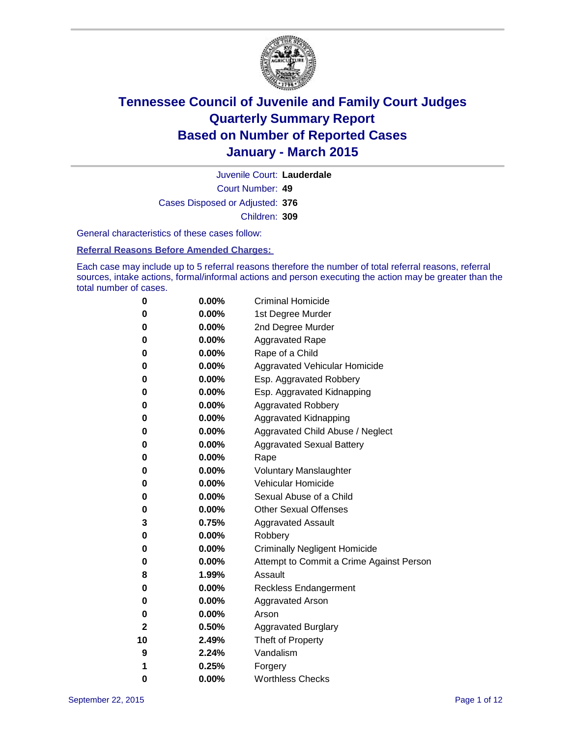# Tennessee Council of Juvenile and Family Court Judges
## Quarterly Summary Report
## Based on Number of Reported Cases
## January - March 2015

Juvenile Court: **Lauderdale**

Court Number: **49**

Cases Disposed or Adjusted: **376**

Children: **309**

General characteristics of these cases follow:

**Referral Reasons Before Amended Charges:**

Each case may include up to 5 referral reasons therefore the number of total referral reasons, referral sources, intake actions, formal/informal actions and person executing the action may be greater than the total number of cases.

| Count | Percent | Referral Reason |
|---|---|---|
| 0 | 0.00% | Criminal Homicide |
| 0 | 0.00% | 1st Degree Murder |
| 0 | 0.00% | 2nd Degree Murder |
| 0 | 0.00% | Aggravated Rape |
| 0 | 0.00% | Rape of a Child |
| 0 | 0.00% | Aggravated Vehicular Homicide |
| 0 | 0.00% | Esp. Aggravated Robbery |
| 0 | 0.00% | Esp. Aggravated Kidnapping |
| 0 | 0.00% | Aggravated Robbery |
| 0 | 0.00% | Aggravated Kidnapping |
| 0 | 0.00% | Aggravated Child Abuse / Neglect |
| 0 | 0.00% | Aggravated Sexual Battery |
| 0 | 0.00% | Rape |
| 0 | 0.00% | Voluntary Manslaughter |
| 0 | 0.00% | Vehicular Homicide |
| 0 | 0.00% | Sexual Abuse of a Child |
| 0 | 0.00% | Other Sexual Offenses |
| 3 | 0.75% | Aggravated Assault |
| 0 | 0.00% | Robbery |
| 0 | 0.00% | Criminally Negligent Homicide |
| 0 | 0.00% | Attempt to Commit a Crime Against Person |
| 8 | 1.99% | Assault |
| 0 | 0.00% | Reckless Endangerment |
| 0 | 0.00% | Aggravated Arson |
| 0 | 0.00% | Arson |
| 2 | 0.50% | Aggravated Burglary |
| 10 | 2.49% | Theft of Property |
| 9 | 2.24% | Vandalism |
| 1 | 0.25% | Forgery |
| 0 | 0.00% | Worthless Checks |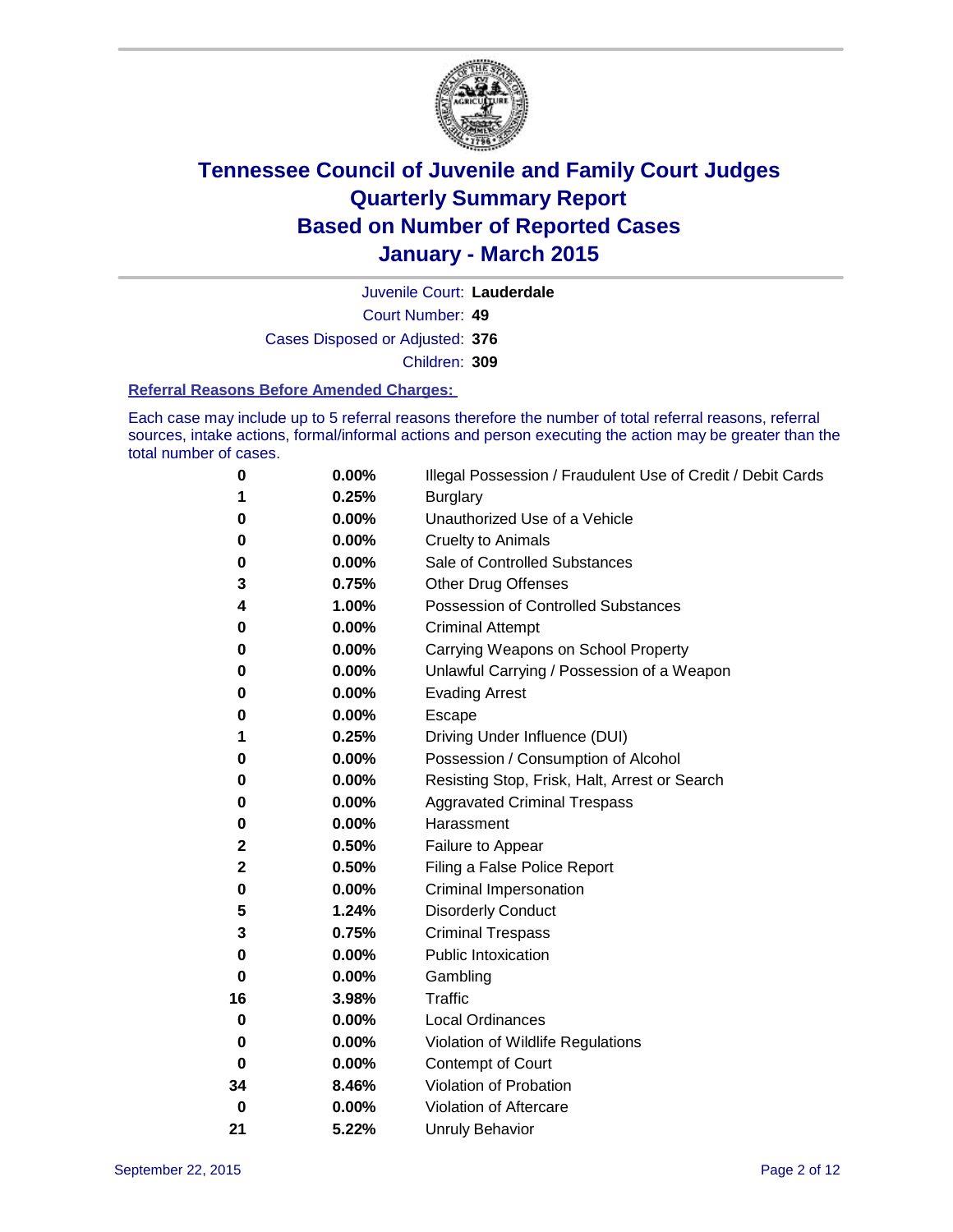# Tennessee Council of Juvenile and Family Court Judges
## Quarterly Summary Report
## Based on Number of Reported Cases
## January - March 2015

Juvenile Court: **Lauderdale**

Court Number: **49**

Cases Disposed or Adjusted: **376**

Children: **309**

### Referral Reasons Before Amended Charges:

Each case may include up to 5 referral reasons therefore the number of total referral reasons, referral sources, intake actions, formal/informal actions and person executing the action may be greater than the total number of cases.

| Count | Percent | Referral Reason |
|---|---|---|
| 0 | 0.00% | Illegal Possession / Fraudulent Use of Credit / Debit Cards |
| 1 | 0.25% | Burglary |
| 0 | 0.00% | Unauthorized Use of a Vehicle |
| 0 | 0.00% | Cruelty to Animals |
| 0 | 0.00% | Sale of Controlled Substances |
| 3 | 0.75% | Other Drug Offenses |
| 4 | 1.00% | Possession of Controlled Substances |
| 0 | 0.00% | Criminal Attempt |
| 0 | 0.00% | Carrying Weapons on School Property |
| 0 | 0.00% | Unlawful Carrying / Possession of a Weapon |
| 0 | 0.00% | Evading Arrest |
| 0 | 0.00% | Escape |
| 1 | 0.25% | Driving Under Influence (DUI) |
| 0 | 0.00% | Possession / Consumption of Alcohol |
| 0 | 0.00% | Resisting Stop, Frisk, Halt, Arrest or Search |
| 0 | 0.00% | Aggravated Criminal Trespass |
| 0 | 0.00% | Harassment |
| 2 | 0.50% | Failure to Appear |
| 2 | 0.50% | Filing a False Police Report |
| 0 | 0.00% | Criminal Impersonation |
| 5 | 1.24% | Disorderly Conduct |
| 3 | 0.75% | Criminal Trespass |
| 0 | 0.00% | Public Intoxication |
| 0 | 0.00% | Gambling |
| 16 | 3.98% | Traffic |
| 0 | 0.00% | Local Ordinances |
| 0 | 0.00% | Violation of Wildlife Regulations |
| 0 | 0.00% | Contempt of Court |
| 34 | 8.46% | Violation of Probation |
| 0 | 0.00% | Violation of Aftercare |
| 21 | 5.22% | Unruly Behavior |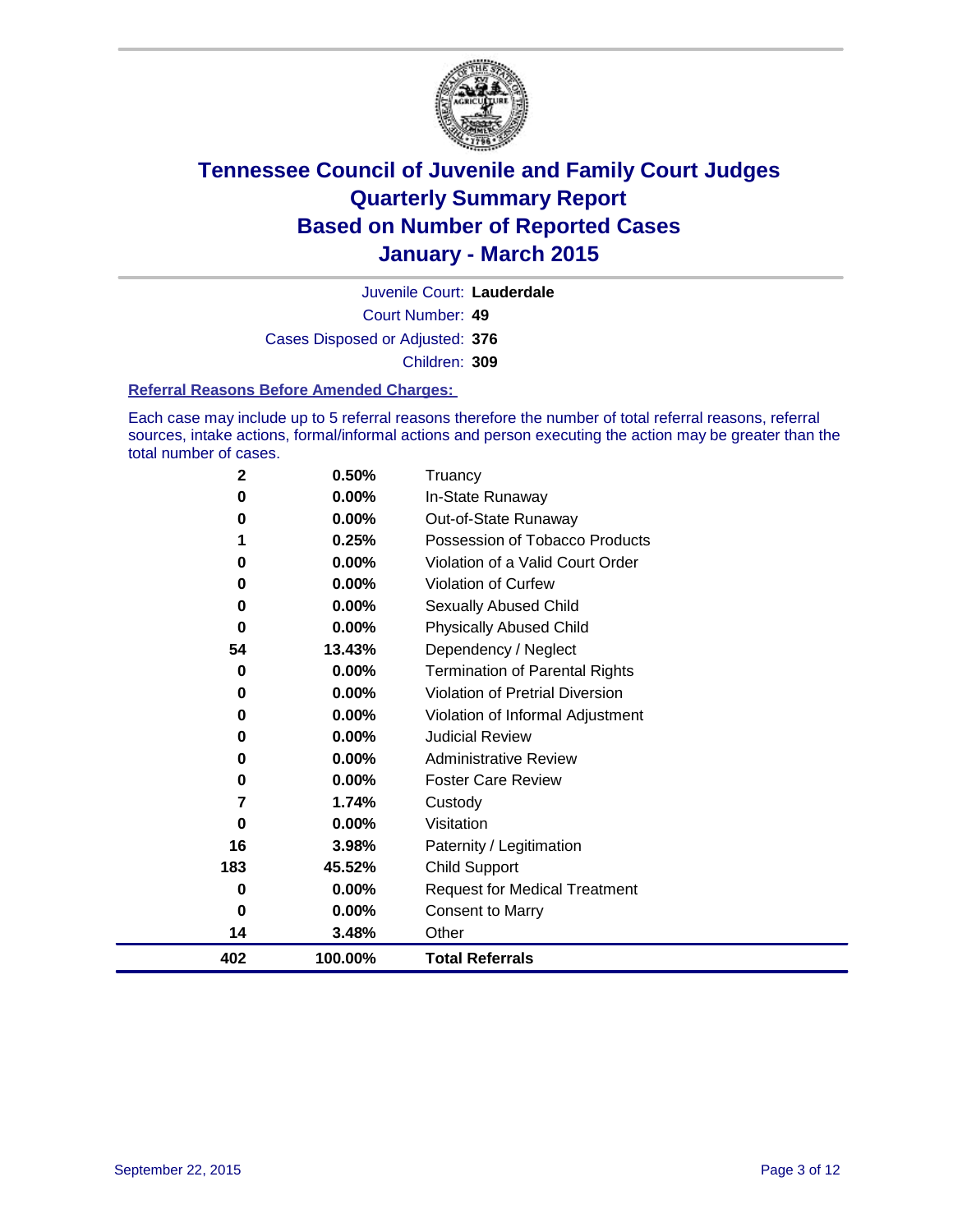# Tennessee Council of Juvenile and Family Court Judges
# Quarterly Summary Report
# Based on Number of Reported Cases
# January - March 2015

Juvenile Court: **Lauderdale**

Court Number: **49**

Cases Disposed or Adjusted: **376**

Children: **309**

### Referral Reasons Before Amended Charges:

Each case may include up to 5 referral reasons therefore the number of total referral reasons, referral sources, intake actions, formal/informal actions and person executing the action may be greater than the total number of cases.

| Count | Percent | Referral Reason |
|---|---|---|
| 2 | 0.50% | Truancy |
| 0 | 0.00% | In-State Runaway |
| 0 | 0.00% | Out-of-State Runaway |
| 1 | 0.25% | Possession of Tobacco Products |
| 0 | 0.00% | Violation of a Valid Court Order |
| 0 | 0.00% | Violation of Curfew |
| 0 | 0.00% | Sexually Abused Child |
| 0 | 0.00% | Physically Abused Child |
| 54 | 13.43% | Dependency / Neglect |
| 0 | 0.00% | Termination of Parental Rights |
| 0 | 0.00% | Violation of Pretrial Diversion |
| 0 | 0.00% | Violation of Informal Adjustment |
| 0 | 0.00% | Judicial Review |
| 0 | 0.00% | Administrative Review |
| 0 | 0.00% | Foster Care Review |
| 7 | 1.74% | Custody |
| 0 | 0.00% | Visitation |
| 16 | 3.98% | Paternity / Legitimation |
| 183 | 45.52% | Child Support |
| 0 | 0.00% | Request for Medical Treatment |
| 0 | 0.00% | Consent to Marry |
| 14 | 3.48% | Other |
| **402** | **100.00%** | **Total Referrals** |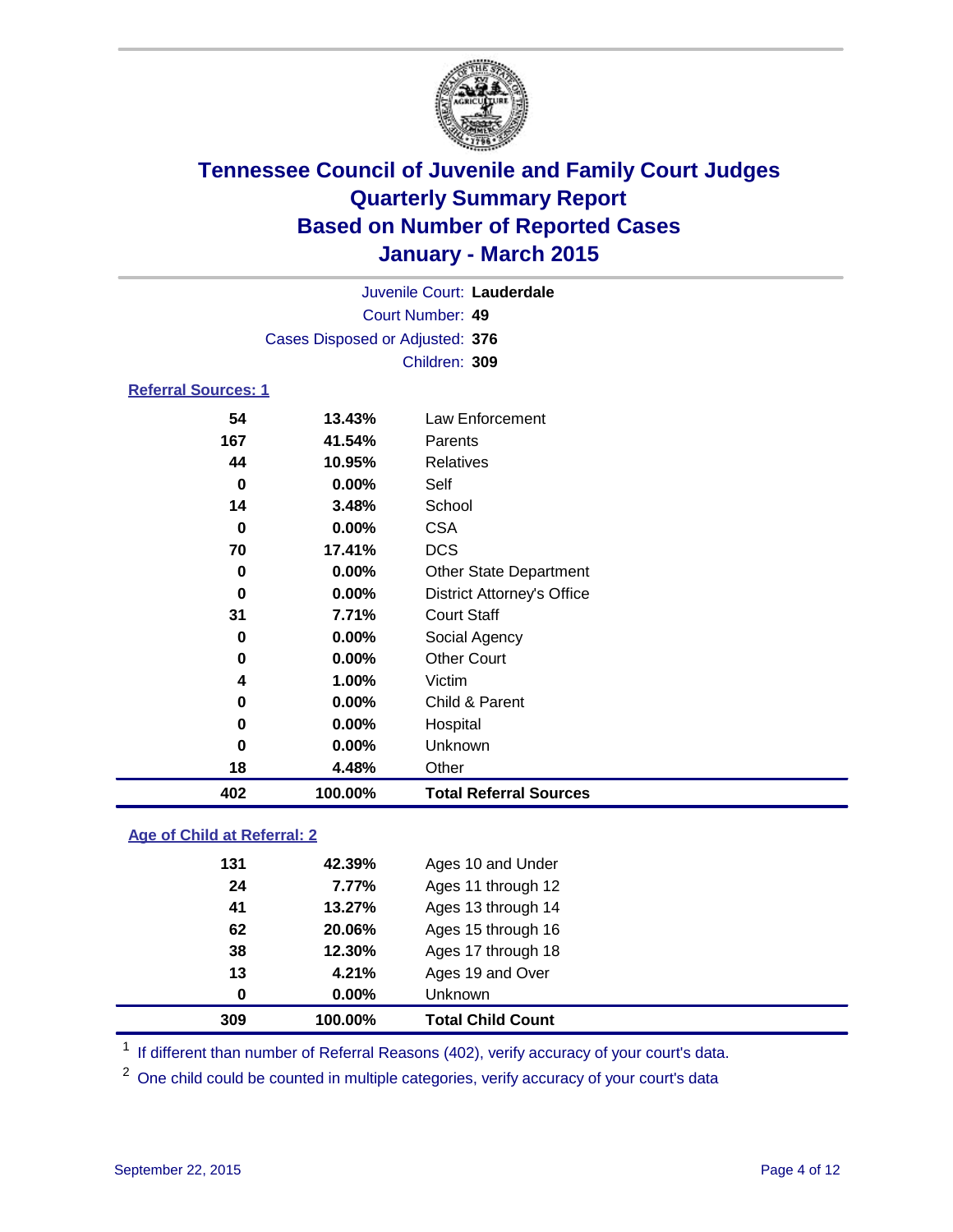# Tennessee Council of Juvenile and Family Court Judges
## Quarterly Summary Report
## Based on Number of Reported Cases
## January - March 2015

Juvenile Court: **Lauderdale**
Court Number: **49**
Cases Disposed or Adjusted: **376**
Children: **309**

### Referral Sources: 1

| | | |
|---|---|---|
| **54** | **13.43%** | Law Enforcement |
| **167** | **41.54%** | Parents |
| **44** | **10.95%** | Relatives |
| **0** | **0.00%** | Self |
| **14** | **3.48%** | School |
| **0** | **0.00%** | CSA |
| **70** | **17.41%** | DCS |
| **0** | **0.00%** | Other State Department |
| **0** | **0.00%** | District Attorney's Office |
| **31** | **7.71%** | Court Staff |
| **0** | **0.00%** | Social Agency |
| **0** | **0.00%** | Other Court |
| **4** | **1.00%** | Victim |
| **0** | **0.00%** | Child & Parent |
| **0** | **0.00%** | Hospital |
| **0** | **0.00%** | Unknown |
| **18** | **4.48%** | Other |
| **402** | **100.00%** | **Total Referral Sources** |

### Age of Child at Referral: 2

| | | |
|---|---|---|
| **131** | **42.39%** | Ages 10 and Under |
| **24** | **7.77%** | Ages 11 through 12 |
| **41** | **13.27%** | Ages 13 through 14 |
| **62** | **20.06%** | Ages 15 through 16 |
| **38** | **12.30%** | Ages 17 through 18 |
| **13** | **4.21%** | Ages 19 and Over |
| **0** | **0.00%** | Unknown |
| **309** | **100.00%** | **Total Child Count** |

[1] If different than number of Referral Reasons (402), verify accuracy of your court's data.

[2] One child could be counted in multiple categories, verify accuracy of your court's data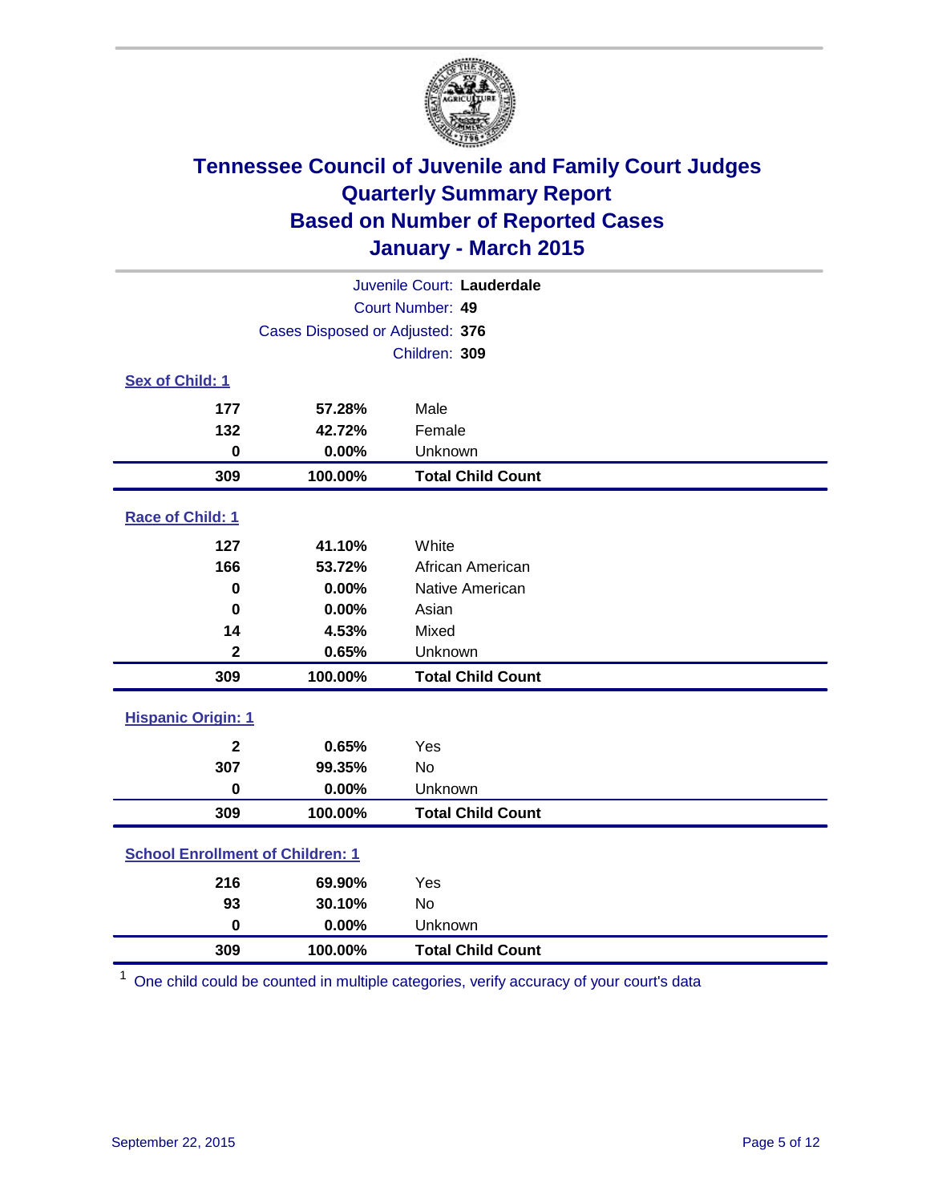# Tennessee Council of Juvenile and Family Court Judges
## Quarterly Summary Report
## Based on Number of Reported Cases
## January - March 2015

Juvenile Court: **Lauderdale**

Court Number: **49**

Cases Disposed or Adjusted: **376**

Children: **309**

### Sex of Child: 1

| Count | Percent | Category |
|---|---|---|
| 177 | 57.28% | Male |
| 132 | 42.72% | Female |
| 0 | 0.00% | Unknown |
| **309** | **100.00%** | **Total Child Count** |

### Race of Child: 1

| Count | Percent | Category |
|---|---|---|
| 127 | 41.10% | White |
| 166 | 53.72% | African American |
| 0 | 0.00% | Native American |
| 0 | 0.00% | Asian |
| 14 | 4.53% | Mixed |
| 2 | 0.65% | Unknown |
| **309** | **100.00%** | **Total Child Count** |

### Hispanic Origin: 1

| Count | Percent | Category |
|---|---|---|
| 2 | 0.65% | Yes |
| 307 | 99.35% | No |
| 0 | 0.00% | Unknown |
| **309** | **100.00%** | **Total Child Count** |

### School Enrollment of Children: 1

| Count | Percent | Category |
|---|---|---|
| 216 | 69.90% | Yes |
| 93 | 30.10% | No |
| 0 | 0.00% | Unknown |
| **309** | **100.00%** | **Total Child Count** |

[1] One child could be counted in multiple categories, verify accuracy of your court's data

September 22, 2015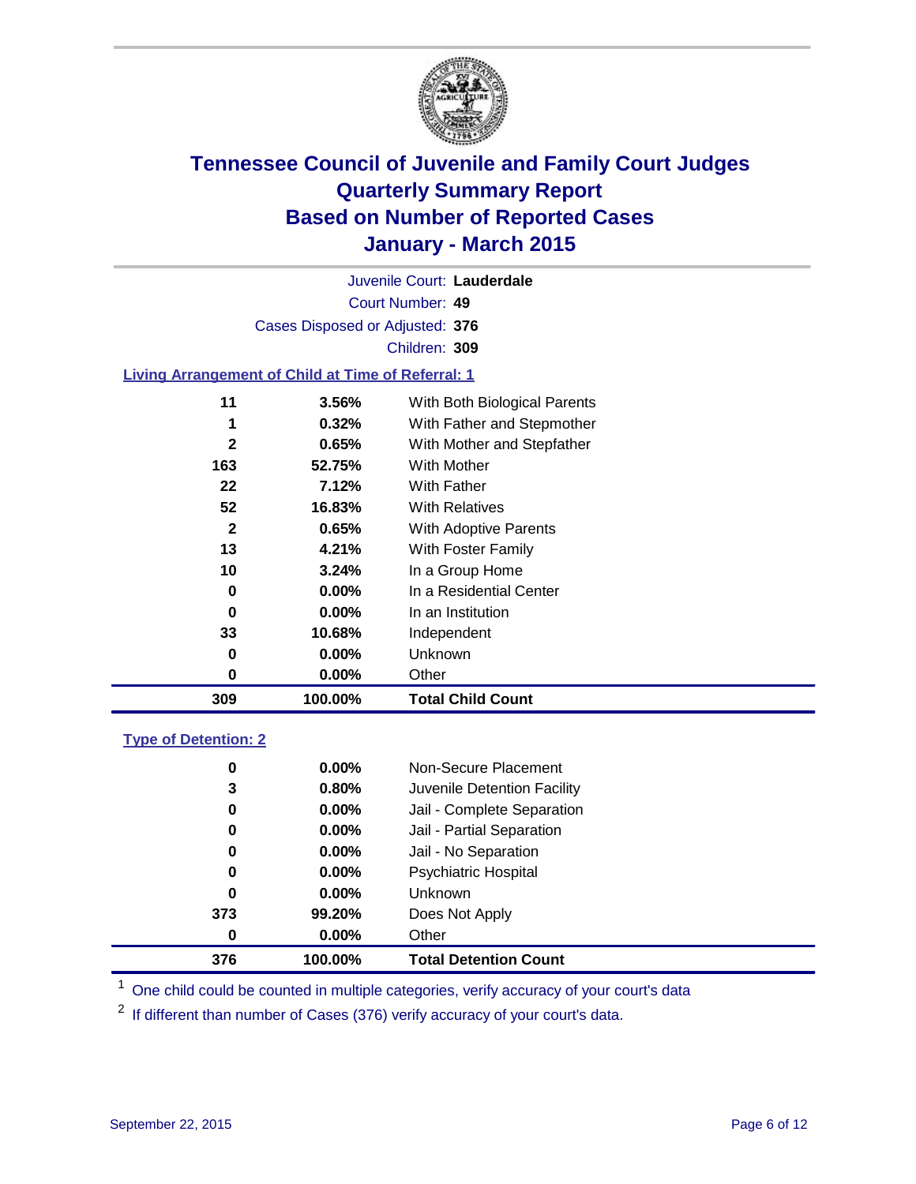# Tennessee Council of Juvenile and Family Court Judges
# Quarterly Summary Report
# Based on Number of Reported Cases
# January - March 2015

Juvenile Court: **Lauderdale**

Court Number: **49**

Cases Disposed or Adjusted: **376**

Children: **309**

### Living Arrangement of Child at Time of Referral: 1

| | | |
|---|---|---|
| **11** | **3.56%** | With Both Biological Parents |
| **1** | **0.32%** | With Father and Stepmother |
| **2** | **0.65%** | With Mother and Stepfather |
| **163** | **52.75%** | With Mother |
| **22** | **7.12%** | With Father |
| **52** | **16.83%** | With Relatives |
| **2** | **0.65%** | With Adoptive Parents |
| **13** | **4.21%** | With Foster Family |
| **10** | **3.24%** | In a Group Home |
| **0** | **0.00%** | In a Residential Center |
| **0** | **0.00%** | In an Institution |
| **33** | **10.68%** | Independent |
| **0** | **0.00%** | Unknown |
| **0** | **0.00%** | Other |
| **309** | **100.00%** | **Total Child Count** |

### Type of Detention: 2

| | | |
|---|---|---|
| **0** | **0.00%** | Non-Secure Placement |
| **3** | **0.80%** | Juvenile Detention Facility |
| **0** | **0.00%** | Jail - Complete Separation |
| **0** | **0.00%** | Jail - Partial Separation |
| **0** | **0.00%** | Jail - No Separation |
| **0** | **0.00%** | Psychiatric Hospital |
| **0** | **0.00%** | Unknown |
| **373** | **99.20%** | Does Not Apply |
| **0** | **0.00%** | Other |
| **376** | **100.00%** | **Total Detention Count** |

[1] One child could be counted in multiple categories, verify accuracy of your court's data

[2] If different than number of Cases (376) verify accuracy of your court's data.

September 22, 2015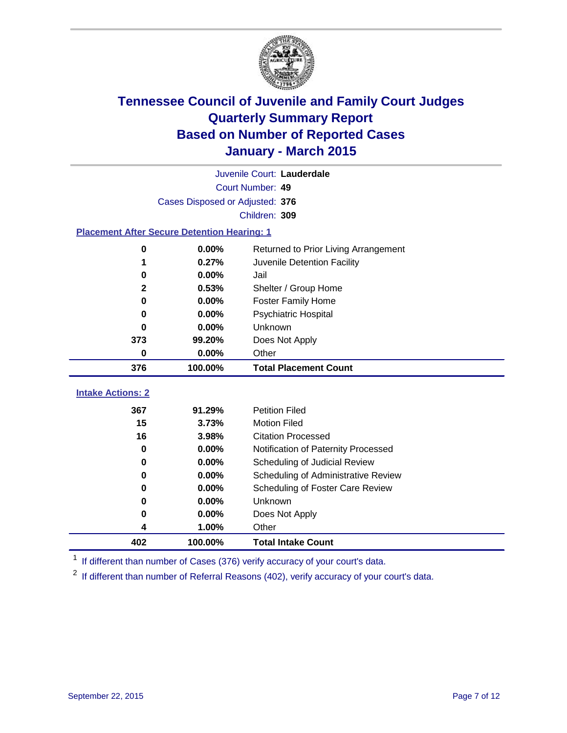# Tennessee Council of Juvenile and Family Court Judges
# Quarterly Summary Report
# Based on Number of Reported Cases
# January - March 2015

Juvenile Court: **Lauderdale**
Court Number: **49**
Cases Disposed or Adjusted: **376**
Children: **309**

### Placement After Secure Detention Hearing: 1

| | | |
|---|---|---|
| **0** | **0.00%** | Returned to Prior Living Arrangement |
| **1** | **0.27%** | Juvenile Detention Facility |
| **0** | **0.00%** | Jail |
| **2** | **0.53%** | Shelter / Group Home |
| **0** | **0.00%** | Foster Family Home |
| **0** | **0.00%** | Psychiatric Hospital |
| **0** | **0.00%** | Unknown |
| **373** | **99.20%** | Does Not Apply |
| **0** | **0.00%** | Other |
| **376** | **100.00%** | **Total Placement Count** |

### Intake Actions: 2

| | | |
|---|---|---|
| **367** | **91.29%** | Petition Filed |
| **15** | **3.73%** | Motion Filed |
| **16** | **3.98%** | Citation Processed |
| **0** | **0.00%** | Notification of Paternity Processed |
| **0** | **0.00%** | Scheduling of Judicial Review |
| **0** | **0.00%** | Scheduling of Administrative Review |
| **0** | **0.00%** | Scheduling of Foster Care Review |
| **0** | **0.00%** | Unknown |
| **0** | **0.00%** | Does Not Apply |
| **4** | **1.00%** | Other |
| **402** | **100.00%** | **Total Intake Count** |

[1] If different than number of Cases (376) verify accuracy of your court's data.

[2] If different than number of Referral Reasons (402), verify accuracy of your court's data.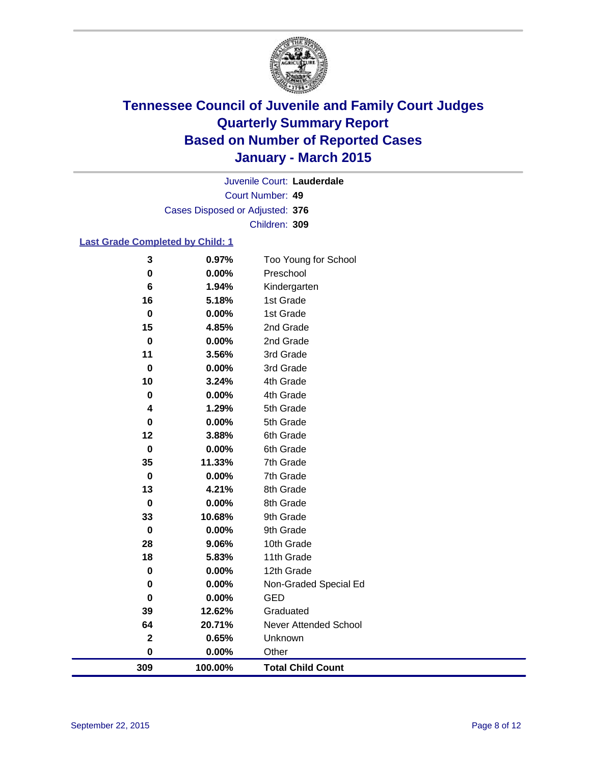# Tennessee Council of Juvenile and Family Court Judges
## Quarterly Summary Report
## Based on Number of Reported Cases
## January - March 2015

Juvenile Court: **Lauderdale**

Court Number: **49**

Cases Disposed or Adjusted: **376**

Children: **309**

### Last Grade Completed by Child: 1

| Count | Percent | Grade |
|---|---|---|
| 3 | 0.97% | Too Young for School |
| 0 | 0.00% | Preschool |
| 6 | 1.94% | Kindergarten |
| 16 | 5.18% | 1st Grade |
| 0 | 0.00% | 1st Grade |
| 15 | 4.85% | 2nd Grade |
| 0 | 0.00% | 2nd Grade |
| 11 | 3.56% | 3rd Grade |
| 0 | 0.00% | 3rd Grade |
| 10 | 3.24% | 4th Grade |
| 0 | 0.00% | 4th Grade |
| 4 | 1.29% | 5th Grade |
| 0 | 0.00% | 5th Grade |
| 12 | 3.88% | 6th Grade |
| 0 | 0.00% | 6th Grade |
| 35 | 11.33% | 7th Grade |
| 0 | 0.00% | 7th Grade |
| 13 | 4.21% | 8th Grade |
| 0 | 0.00% | 8th Grade |
| 33 | 10.68% | 9th Grade |
| 0 | 0.00% | 9th Grade |
| 28 | 9.06% | 10th Grade |
| 18 | 5.83% | 11th Grade |
| 0 | 0.00% | 12th Grade |
| 0 | 0.00% | Non-Graded Special Ed |
| 0 | 0.00% | GED |
| 39 | 12.62% | Graduated |
| 64 | 20.71% | Never Attended School |
| 2 | 0.65% | Unknown |
| 0 | 0.00% | Other |
| **309** | **100.00%** | **Total Child Count** |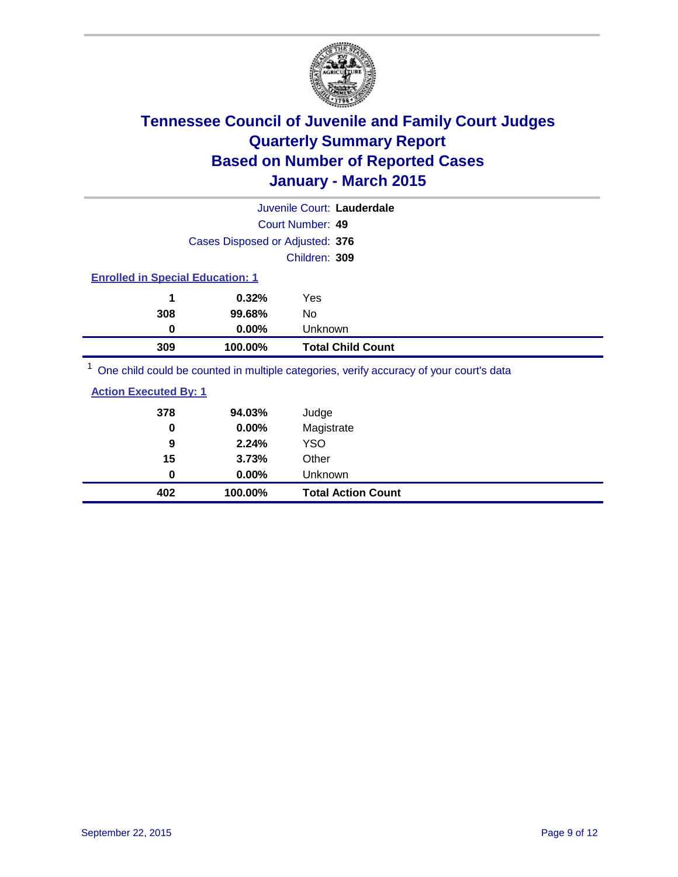# Tennessee Council of Juvenile and Family Court Judges
## Quarterly Summary Report
## Based on Number of Reported Cases
## January - March 2015

Juvenile Court: **Lauderdale**

Court Number: **49**

Cases Disposed or Adjusted: **376**

Children: **309**

### Enrolled in Special Education: 1

| Count | Percent | Category |
|---|---|---|
| 1 | 0.32% | Yes |
| 308 | 99.68% | No |
| 0 | 0.00% | Unknown |
| **309** | **100.00%** | **Total Child Count** |

[1] One child could be counted in multiple categories, verify accuracy of your court's data

### Action Executed By: 1

| Count | Percent | Category |
|---|---|---|
| 378 | 94.03% | Judge |
| 0 | 0.00% | Magistrate |
| 9 | 2.24% | YSO |
| 15 | 3.73% | Other |
| 0 | 0.00% | Unknown |
| **402** | **100.00%** | **Total Action Count** |

September 22, 2015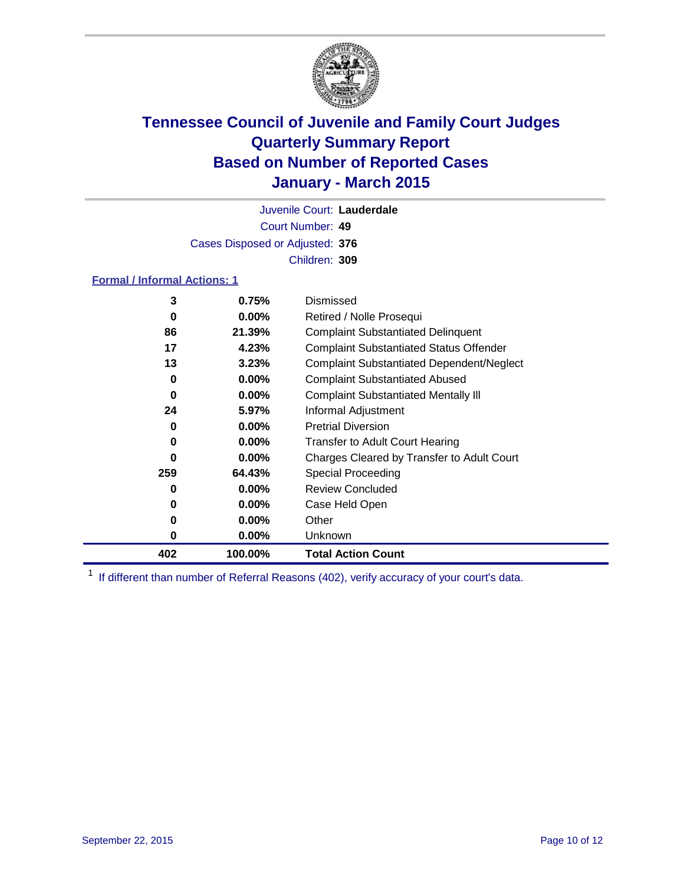# Tennessee Council of Juvenile and Family Court Judges
# Quarterly Summary Report
# Based on Number of Reported Cases
# January - March 2015

Juvenile Court: **Lauderdale**

Court Number: **49**

Cases Disposed or Adjusted: **376**

Children: **309**

**Formal / Informal Actions: 1**

| Count | Percent | Action |
|---|---|---|
| 3 | 0.75% | Dismissed |
| 0 | 0.00% | Retired / Nolle Prosequi |
| 86 | 21.39% | Complaint Substantiated Delinquent |
| 17 | 4.23% | Complaint Substantiated Status Offender |
| 13 | 3.23% | Complaint Substantiated Dependent/Neglect |
| 0 | 0.00% | Complaint Substantiated Abused |
| 0 | 0.00% | Complaint Substantiated Mentally Ill |
| 24 | 5.97% | Informal Adjustment |
| 0 | 0.00% | Pretrial Diversion |
| 0 | 0.00% | Transfer to Adult Court Hearing |
| 0 | 0.00% | Charges Cleared by Transfer to Adult Court |
| 259 | 64.43% | Special Proceeding |
| 0 | 0.00% | Review Concluded |
| 0 | 0.00% | Case Held Open |
| 0 | 0.00% | Other |
| 0 | 0.00% | Unknown |
| **402** | **100.00%** | **Total Action Count** |

[1] If different than number of Referral Reasons (402), verify accuracy of your court's data.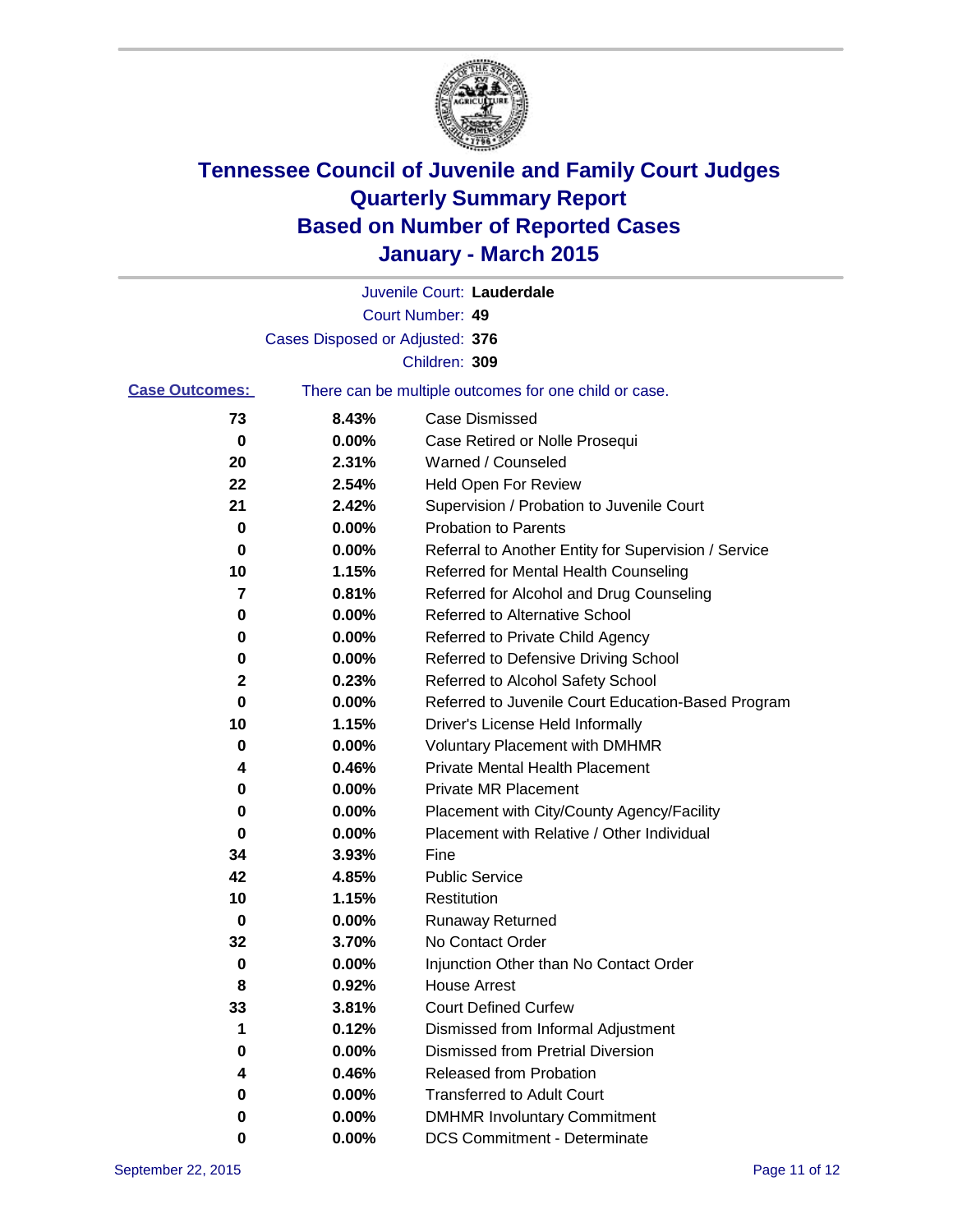# Tennessee Council of Juvenile and Family Court Judges
## Quarterly Summary Report
## Based on Number of Reported Cases
## January - March 2015

Juvenile Court: **Lauderdale**

Court Number: **49**

Cases Disposed or Adjusted: **376**

Children: **309**

**Case Outcomes:** There can be multiple outcomes for one child or case.

| | | |
|---|---|---|
| 73 | 8.43% | Case Dismissed |
| 0 | 0.00% | Case Retired or Nolle Prosequi |
| 20 | 2.31% | Warned / Counseled |
| 22 | 2.54% | Held Open For Review |
| 21 | 2.42% | Supervision / Probation to Juvenile Court |
| 0 | 0.00% | Probation to Parents |
| 0 | 0.00% | Referral to Another Entity for Supervision / Service |
| 10 | 1.15% | Referred for Mental Health Counseling |
| 7 | 0.81% | Referred for Alcohol and Drug Counseling |
| 0 | 0.00% | Referred to Alternative School |
| 0 | 0.00% | Referred to Private Child Agency |
| 0 | 0.00% | Referred to Defensive Driving School |
| 2 | 0.23% | Referred to Alcohol Safety School |
| 0 | 0.00% | Referred to Juvenile Court Education-Based Program |
| 10 | 1.15% | Driver's License Held Informally |
| 0 | 0.00% | Voluntary Placement with DMHMR |
| 4 | 0.46% | Private Mental Health Placement |
| 0 | 0.00% | Private MR Placement |
| 0 | 0.00% | Placement with City/County Agency/Facility |
| 0 | 0.00% | Placement with Relative / Other Individual |
| 34 | 3.93% | Fine |
| 42 | 4.85% | Public Service |
| 10 | 1.15% | Restitution |
| 0 | 0.00% | Runaway Returned |
| 32 | 3.70% | No Contact Order |
| 0 | 0.00% | Injunction Other than No Contact Order |
| 8 | 0.92% | House Arrest |
| 33 | 3.81% | Court Defined Curfew |
| 1 | 0.12% | Dismissed from Informal Adjustment |
| 0 | 0.00% | Dismissed from Pretrial Diversion |
| 4 | 0.46% | Released from Probation |
| 0 | 0.00% | Transferred to Adult Court |
| 0 | 0.00% | DMHMR Involuntary Commitment |
| 0 | 0.00% | DCS Commitment - Determinate |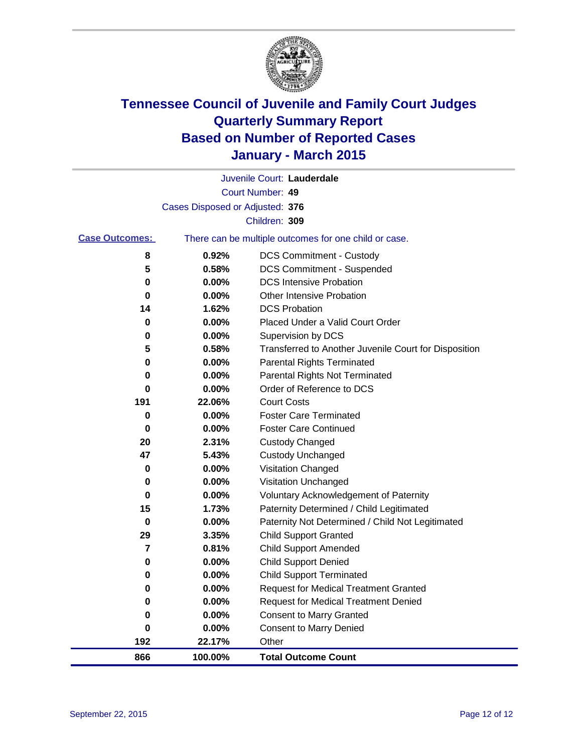# Tennessee Council of Juvenile and Family Court Judges
# Quarterly Summary Report
# Based on Number of Reported Cases
# January - March 2015

Juvenile Court: **Lauderdale**
Court Number: **49**
Cases Disposed or Adjusted: **376**
Children: **309**

**Case Outcomes:** There can be multiple outcomes for one child or case.

| | | |
|---|---|---|
| 8 | 0.92% | DCS Commitment - Custody |
| 5 | 0.58% | DCS Commitment - Suspended |
| 0 | 0.00% | DCS Intensive Probation |
| 0 | 0.00% | Other Intensive Probation |
| 14 | 1.62% | DCS Probation |
| 0 | 0.00% | Placed Under a Valid Court Order |
| 0 | 0.00% | Supervision by DCS |
| 5 | 0.58% | Transferred to Another Juvenile Court for Disposition |
| 0 | 0.00% | Parental Rights Terminated |
| 0 | 0.00% | Parental Rights Not Terminated |
| 0 | 0.00% | Order of Reference to DCS |
| 191 | 22.06% | Court Costs |
| 0 | 0.00% | Foster Care Terminated |
| 0 | 0.00% | Foster Care Continued |
| 20 | 2.31% | Custody Changed |
| 47 | 5.43% | Custody Unchanged |
| 0 | 0.00% | Visitation Changed |
| 0 | 0.00% | Visitation Unchanged |
| 0 | 0.00% | Voluntary Acknowledgement of Paternity |
| 15 | 1.73% | Paternity Determined / Child Legitimated |
| 0 | 0.00% | Paternity Not Determined / Child Not Legitimated |
| 29 | 3.35% | Child Support Granted |
| 7 | 0.81% | Child Support Amended |
| 0 | 0.00% | Child Support Denied |
| 0 | 0.00% | Child Support Terminated |
| 0 | 0.00% | Request for Medical Treatment Granted |
| 0 | 0.00% | Request for Medical Treatment Denied |
| 0 | 0.00% | Consent to Marry Granted |
| 0 | 0.00% | Consent to Marry Denied |
| 192 | 22.17% | Other |
| **866** | **100.00%** | **Total Outcome Count** |

September 22, 2015